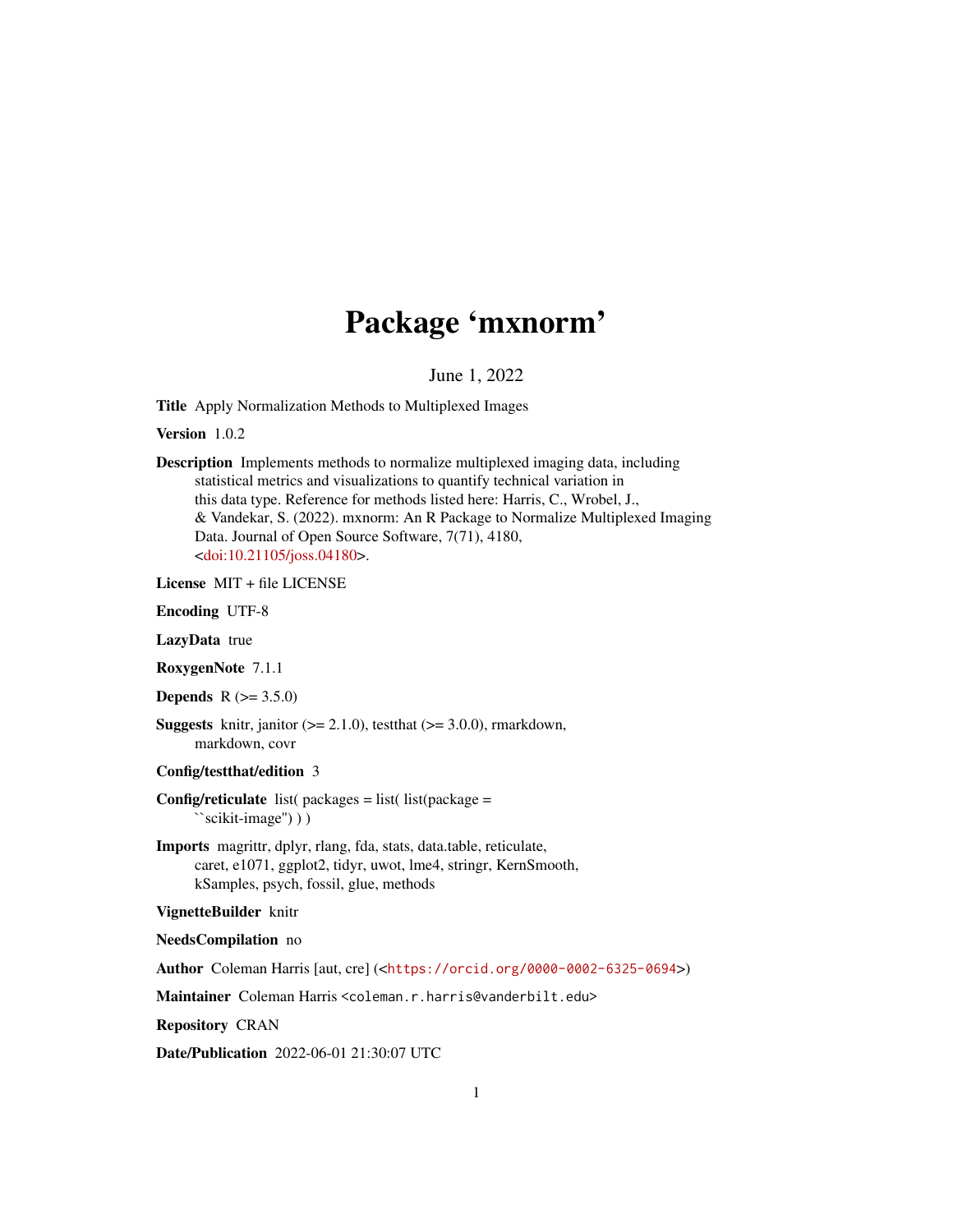# Package 'mxnorm'

June 1, 2022

**Title** Apply Normalization Methods to Multiplexed Images

**Version** 1.0.2

**Description** Implements methods to normalize multiplexed imaging data, including statistical metrics and visualizations to quantify technical variation in this data type. Reference for methods listed here: Harris, C., Wrobel, J., & Vandekar, S. (2022). mxnorm: An R Package to Normalize Multiplexed Imaging Data. Journal of Open Source Software, 7(71), 4180, <doi:10.21105/joss.04180>.

**License** MIT + file LICENSE

**Encoding** UTF-8

**LazyData** true

**RoxygenNote** 7.1.1

**Depends** R (>= 3.5.0)

**Suggests** knitr, janitor (>= 2.1.0), testthat (>= 3.0.0), rmarkdown, markdown, covr

**Config/testthat/edition** 3

**Config/reticulate** list( packages = list( list(package = ``scikit-image'') ) )

**Imports** magrittr, dplyr, rlang, fda, stats, data.table, reticulate, caret, e1071, ggplot2, tidyr, uwot, lme4, stringr, KernSmooth, kSamples, psych, fossil, glue, methods

**VignetteBuilder** knitr

**NeedsCompilation** no

**Author** Coleman Harris [aut, cre] (<https://orcid.org/0000-0002-6325-0694>)

**Maintainer** Coleman Harris <coleman.r.harris@vanderbilt.edu>

**Repository** CRAN

**Date/Publication** 2022-06-01 21:30:07 UTC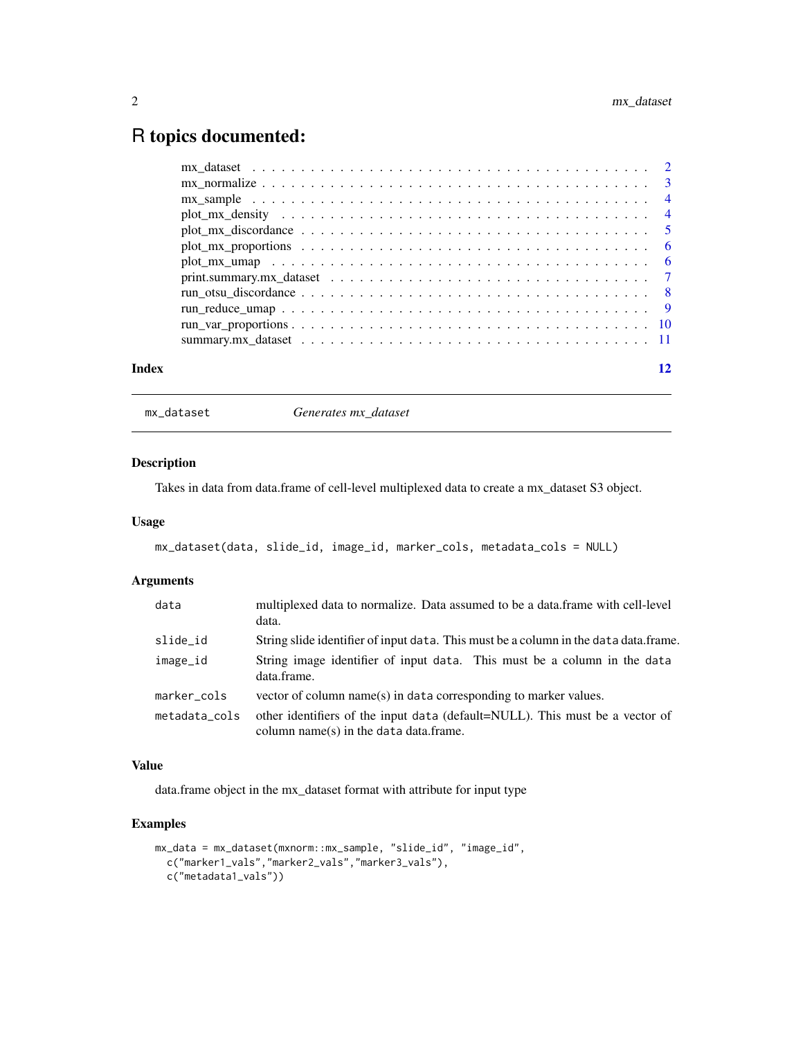# R topics documented:

| | |
|---|---|
| mx_dataset | 2 |
| mx_normalize | 3 |
| mx_sample | 4 |
| plot_mx_density | 4 |
| plot_mx_discordance | 5 |
| plot_mx_proportions | 6 |
| plot_mx_umap | 6 |
| print.summary.mx_dataset | 7 |
| run_otsu_discordance | 8 |
| run_reduce_umap | 9 |
| run_var_proportions | 10 |
| summary.mx_dataset | 11 |

**Index** 12

---

## mx_dataset — *Generates mx_dataset*

### Description

Takes in data from data.frame of cell-level multiplexed data to create a mx_dataset S3 object.

### Usage

```
mx_dataset(data, slide_id, image_id, marker_cols, metadata_cols = NULL)
```

### Arguments

| | |
|---|---|
| `data` | multiplexed data to normalize. Data assumed to be a data.frame with cell-level data. |
| `slide_id` | String slide identifier of input `data`. This must be a column in the `data` data.frame. |
| `image_id` | String image identifier of input `data`. This must be a column in the `data` data.frame. |
| `marker_cols` | vector of column name(s) in `data` corresponding to marker values. |
| `metadata_cols` | other identifiers of the input `data` (default=NULL). This must be a vector of column name(s) in the `data` data.frame. |

### Value

data.frame object in the mx_dataset format with attribute for input type

### Examples

```
mx_data = mx_dataset(mxnorm::mx_sample, "slide_id", "image_id",
  c("marker1_vals","marker2_vals","marker3_vals"),
  c("metadata1_vals"))
```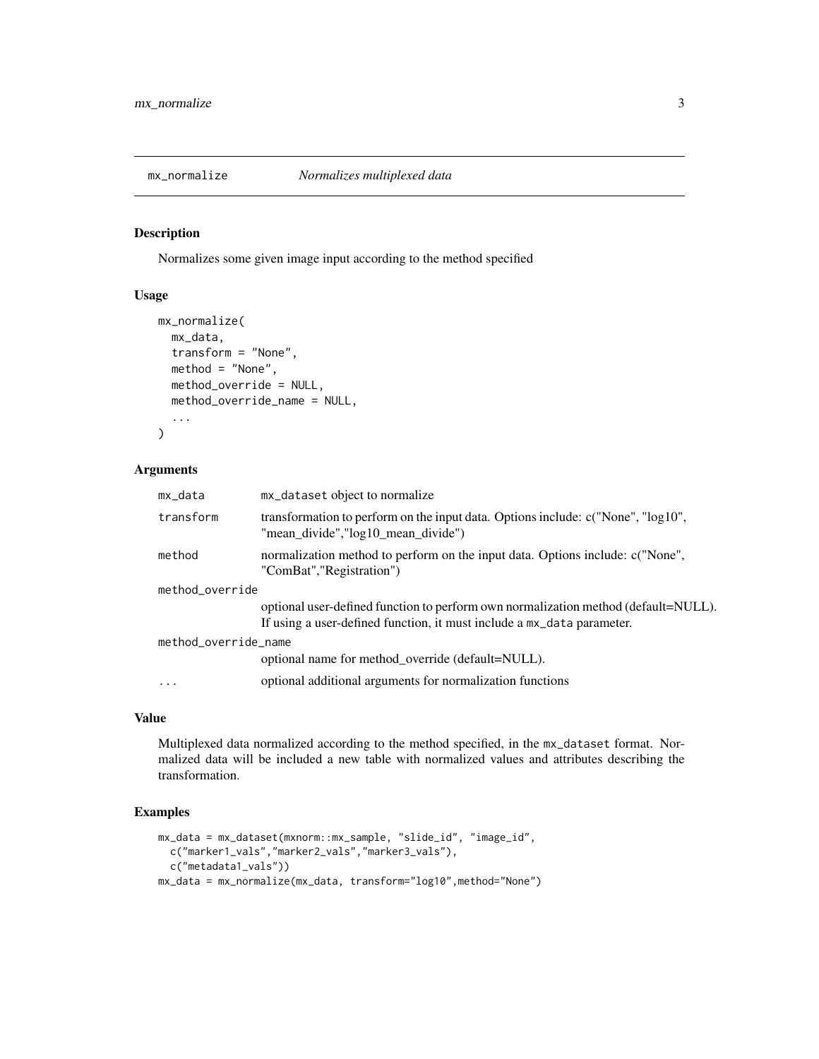## mx_normalize — *Normalizes multiplexed data*

### Description

Normalizes some given image input according to the method specified

### Usage

```
mx_normalize(
  mx_data,
  transform = "None",
  method = "None",
  method_override = NULL,
  method_override_name = NULL,
  ...
)
```

### Arguments

| Argument | Description |
| --- | --- |
| `mx_data` | `mx_dataset` object to normalize |
| `transform` | transformation to perform on the input data. Options include: c("None", "log10", "mean_divide","log10_mean_divide") |
| `method` | normalization method to perform on the input data. Options include: c("None", "ComBat","Registration") |
| `method_override` | optional user-defined function to perform own normalization method (default=NULL). If using a user-defined function, it must include a `mx_data` parameter. |
| `method_override_name` | optional name for method_override (default=NULL). |
| `...` | optional additional arguments for normalization functions |

### Value

Multiplexed data normalized according to the method specified, in the `mx_dataset` format. Normalized data will be included a new table with normalized values and attributes describing the transformation.

### Examples

```
mx_data = mx_dataset(mxnorm::mx_sample, "slide_id", "image_id",
  c("marker1_vals","marker2_vals","marker3_vals"),
  c("metadata1_vals"))
mx_data = mx_normalize(mx_data, transform="log10",method="None")
```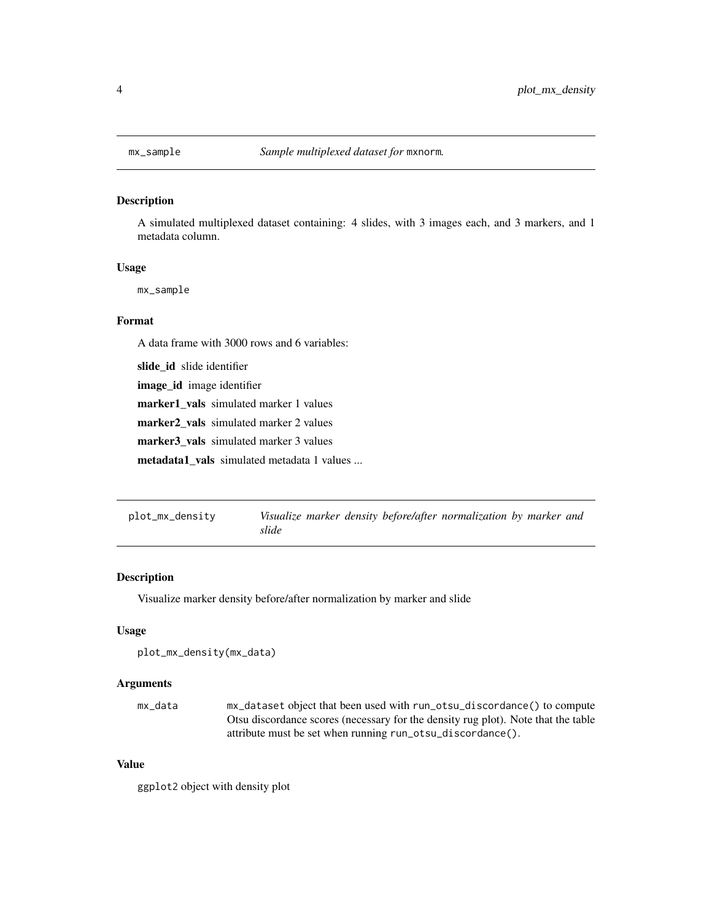## mx_sample

*Sample multiplexed dataset for* `mxnorm`.

### Description

A simulated multiplexed dataset containing: 4 slides, with 3 images each, and 3 markers, and 1 metadata column.

### Usage

```
mx_sample
```

### Format

A data frame with 3000 rows and 6 variables:

**slide_id** slide identifier

**image_id** image identifier

**marker1_vals** simulated marker 1 values

**marker2_vals** simulated marker 2 values

**marker3_vals** simulated marker 3 values

**metadata1_vals** simulated metadata 1 values ...

## plot_mx_density

*Visualize marker density before/after normalization by marker and slide*

### Description

Visualize marker density before/after normalization by marker and slide

### Usage

```
plot_mx_density(mx_data)
```

### Arguments

| | |
|---|---|
| `mx_data` | `mx_dataset` object that been used with `run_otsu_discordance()` to compute Otsu discordance scores (necessary for the density rug plot). Note that the table attribute must be set when running `run_otsu_discordance()`. |

### Value

`ggplot2` object with density plot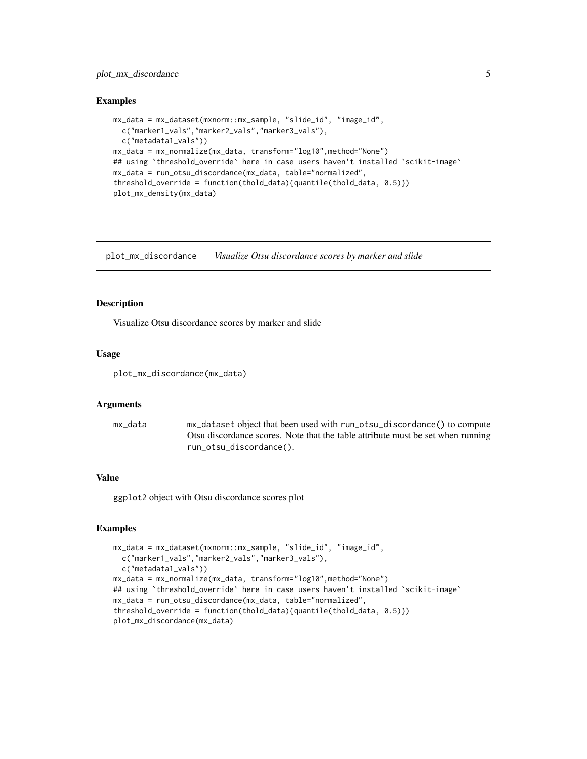## Examples

```
mx_data = mx_dataset(mxnorm::mx_sample, "slide_id", "image_id",
  c("marker1_vals","marker2_vals","marker3_vals"),
  c("metadata1_vals"))
mx_data = mx_normalize(mx_data, transform="log10",method="None")
## using `threshold_override` here in case users haven't installed `scikit-image`
mx_data = run_otsu_discordance(mx_data, table="normalized",
threshold_override = function(thold_data){quantile(thold_data, 0.5)})
plot_mx_density(mx_data)
```

---

# plot_mx_discordance — *Visualize Otsu discordance scores by marker and slide*

## Description

Visualize Otsu discordance scores by marker and slide

## Usage

```
plot_mx_discordance(mx_data)
```

## Arguments

| | |
|---|---|
| `mx_data` | `mx_dataset` object that been used with `run_otsu_discordance()` to compute Otsu discordance scores. Note that the table attribute must be set when running `run_otsu_discordance()`. |

## Value

`ggplot2` object with Otsu discordance scores plot

## Examples

```
mx_data = mx_dataset(mxnorm::mx_sample, "slide_id", "image_id",
  c("marker1_vals","marker2_vals","marker3_vals"),
  c("metadata1_vals"))
mx_data = mx_normalize(mx_data, transform="log10",method="None")
## using `threshold_override` here in case users haven't installed `scikit-image`
mx_data = run_otsu_discordance(mx_data, table="normalized",
threshold_override = function(thold_data){quantile(thold_data, 0.5)})
plot_mx_discordance(mx_data)
```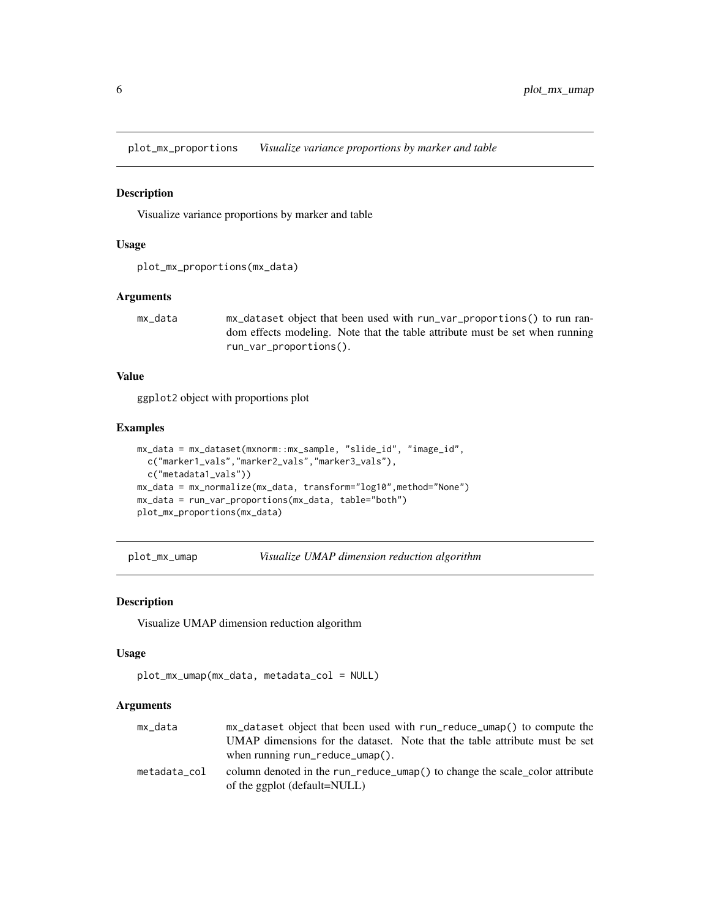## plot_mx_proportions *Visualize variance proportions by marker and table*

### Description

Visualize variance proportions by marker and table

### Usage

```
plot_mx_proportions(mx_data)
```

### Arguments

| | |
|---|---|
| mx_data | mx_dataset object that been used with run_var_proportions() to run random effects modeling. Note that the table attribute must be set when running run_var_proportions(). |

### Value

ggplot2 object with proportions plot

### Examples

```
mx_data = mx_dataset(mxnorm::mx_sample, "slide_id", "image_id",
  c("marker1_vals","marker2_vals","marker3_vals"),
  c("metadata1_vals"))
mx_data = mx_normalize(mx_data, transform="log10",method="None")
mx_data = run_var_proportions(mx_data, table="both")
plot_mx_proportions(mx_data)
```

## plot_mx_umap *Visualize UMAP dimension reduction algorithm*

### Description

Visualize UMAP dimension reduction algorithm

### Usage

```
plot_mx_umap(mx_data, metadata_col = NULL)
```

### Arguments

| | |
|---|---|
| mx_data | mx_dataset object that been used with run_reduce_umap() to compute the UMAP dimensions for the dataset. Note that the table attribute must be set when running run_reduce_umap(). |
| metadata_col | column denoted in the run_reduce_umap() to change the scale_color attribute of the ggplot (default=NULL) |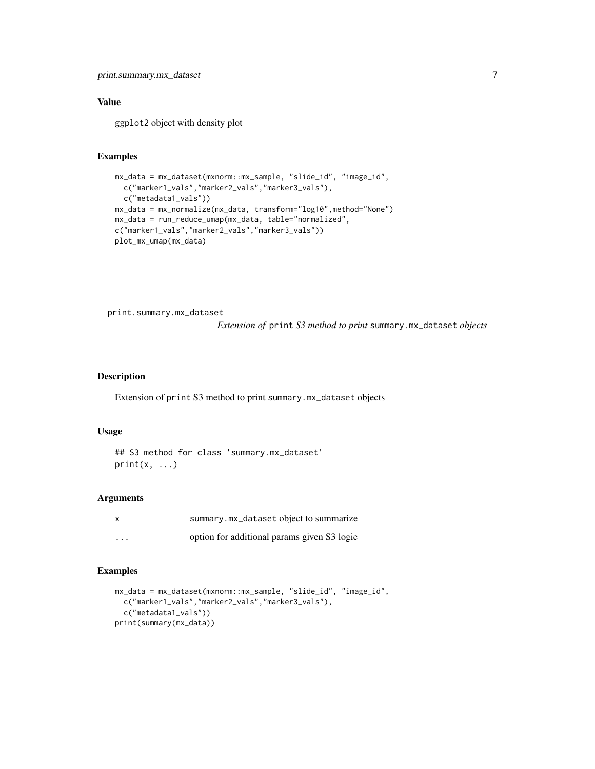### Value

ggplot2 object with density plot

### Examples

```
mx_data = mx_dataset(mxnorm::mx_sample, "slide_id", "image_id",
  c("marker1_vals","marker2_vals","marker3_vals"),
  c("metadata1_vals"))
mx_data = mx_normalize(mx_data, transform="log10",method="None")
mx_data = run_reduce_umap(mx_data, table="normalized",
c("marker1_vals","marker2_vals","marker3_vals"))
plot_mx_umap(mx_data)
```

---

## print.summary.mx_dataset

*Extension of* `print` *S3 method to print* `summary.mx_dataset` *objects*

### Description

Extension of `print` S3 method to print `summary.mx_dataset` objects

### Usage

```
## S3 method for class 'summary.mx_dataset'
print(x, ...)
```

### Arguments

| | |
|---|---|
| x | `summary.mx_dataset` object to summarize |
| ... | option for additional params given S3 logic |

### Examples

```
mx_data = mx_dataset(mxnorm::mx_sample, "slide_id", "image_id",
  c("marker1_vals","marker2_vals","marker3_vals"),
  c("metadata1_vals"))
print(summary(mx_data))
```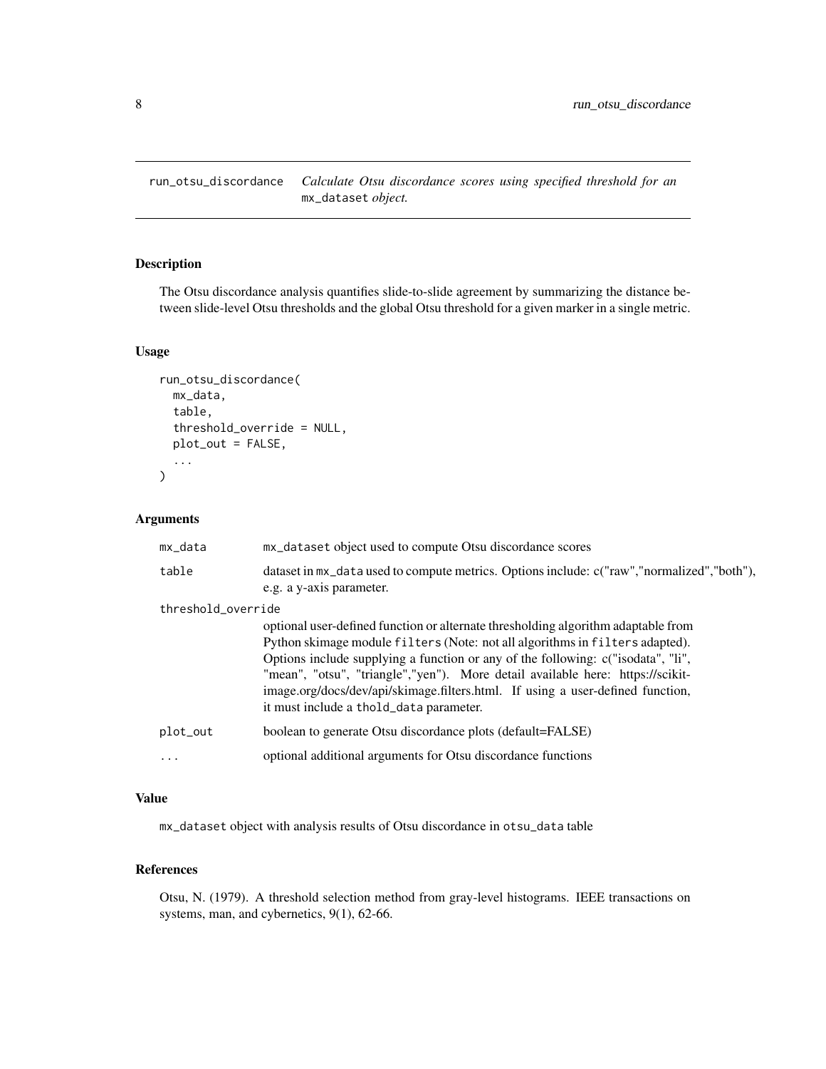# run_otsu_discordance

*Calculate Otsu discordance scores using specified threshold for an* `mx_dataset` *object.*

## Description

The Otsu discordance analysis quantifies slide-to-slide agreement by summarizing the distance between slide-level Otsu thresholds and the global Otsu threshold for a given marker in a single metric.

## Usage

```
run_otsu_discordance(
  mx_data,
  table,
  threshold_override = NULL,
  plot_out = FALSE,
  ...
)
```

## Arguments

| | |
|---|---|
| `mx_data` | `mx_dataset` object used to compute Otsu discordance scores |
| `table` | dataset in `mx_data` used to compute metrics. Options include: c("raw","normalized","both"), e.g. a y-axis parameter. |
| `threshold_override` | optional user-defined function or alternate thresholding algorithm adaptable from Python skimage module `filters` (Note: not all algorithms in `filters` adapted). Options include supplying a function or any of the following: c("isodata", "li", "mean", "otsu", "triangle","yen"). More detail available here: https://scikit-image.org/docs/dev/api/skimage.filters.html. If using a user-defined function, it must include a `thold_data` parameter. |
| `plot_out` | boolean to generate Otsu discordance plots (default=FALSE) |
| `...` | optional additional arguments for Otsu discordance functions |

## Value

`mx_dataset` object with analysis results of Otsu discordance in `otsu_data` table

## References

Otsu, N. (1979). A threshold selection method from gray-level histograms. IEEE transactions on systems, man, and cybernetics, 9(1), 62-66.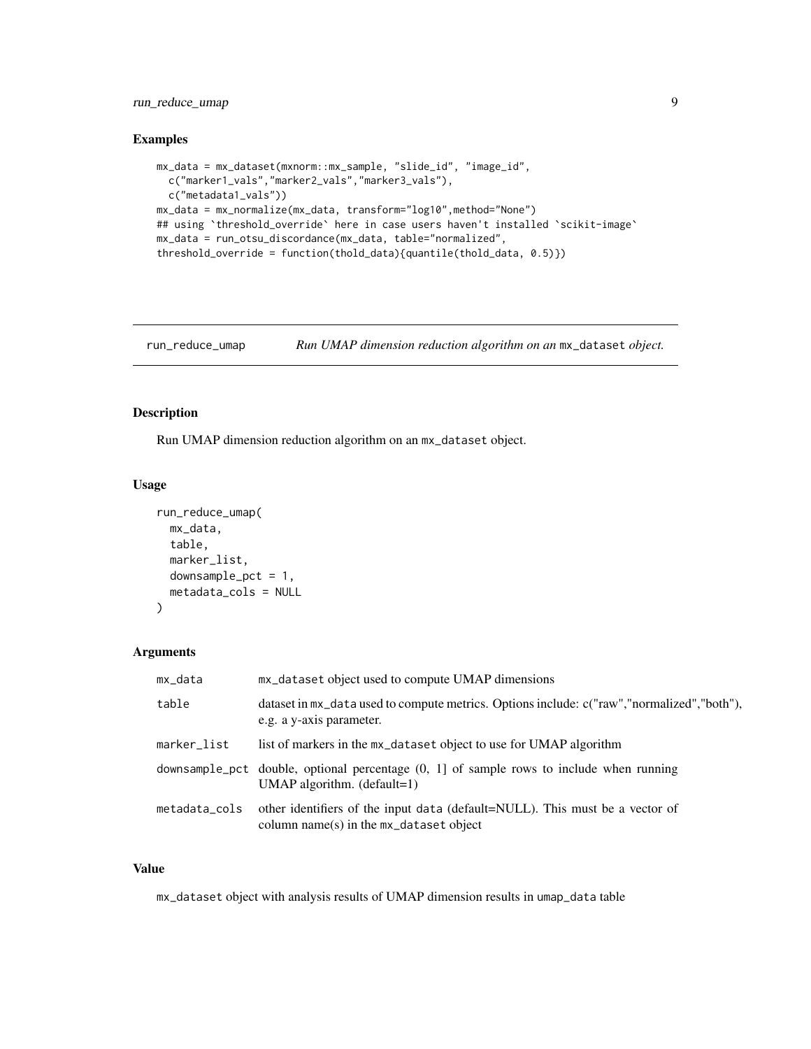## Examples

```
mx_data = mx_dataset(mxnorm::mx_sample, "slide_id", "image_id",
  c("marker1_vals","marker2_vals","marker3_vals"),
  c("metadata1_vals"))
mx_data = mx_normalize(mx_data, transform="log10",method="None")
## using `threshold_override` here in case users haven't installed `scikit-image`
mx_data = run_otsu_discordance(mx_data, table="normalized",
threshold_override = function(thold_data){quantile(thold_data, 0.5)})
```

---

# run_reduce_umap — *Run UMAP dimension reduction algorithm on an* `mx_dataset` *object.*

---

## Description

Run UMAP dimension reduction algorithm on an `mx_dataset` object.

## Usage

```
run_reduce_umap(
  mx_data,
  table,
  marker_list,
  downsample_pct = 1,
  metadata_cols = NULL
)
```

## Arguments

| | |
|---|---|
| `mx_data` | `mx_dataset` object used to compute UMAP dimensions |
| `table` | dataset in `mx_data` used to compute metrics. Options include: c("raw","normalized","both"), e.g. a y-axis parameter. |
| `marker_list` | list of markers in the `mx_dataset` object to use for UMAP algorithm |
| `downsample_pct` | double, optional percentage (0, 1] of sample rows to include when running UMAP algorithm. (default=1) |
| `metadata_cols` | other identifiers of the input `data` (default=NULL). This must be a vector of column name(s) in the `mx_dataset` object |

## Value

`mx_dataset` object with analysis results of UMAP dimension results in `umap_data` table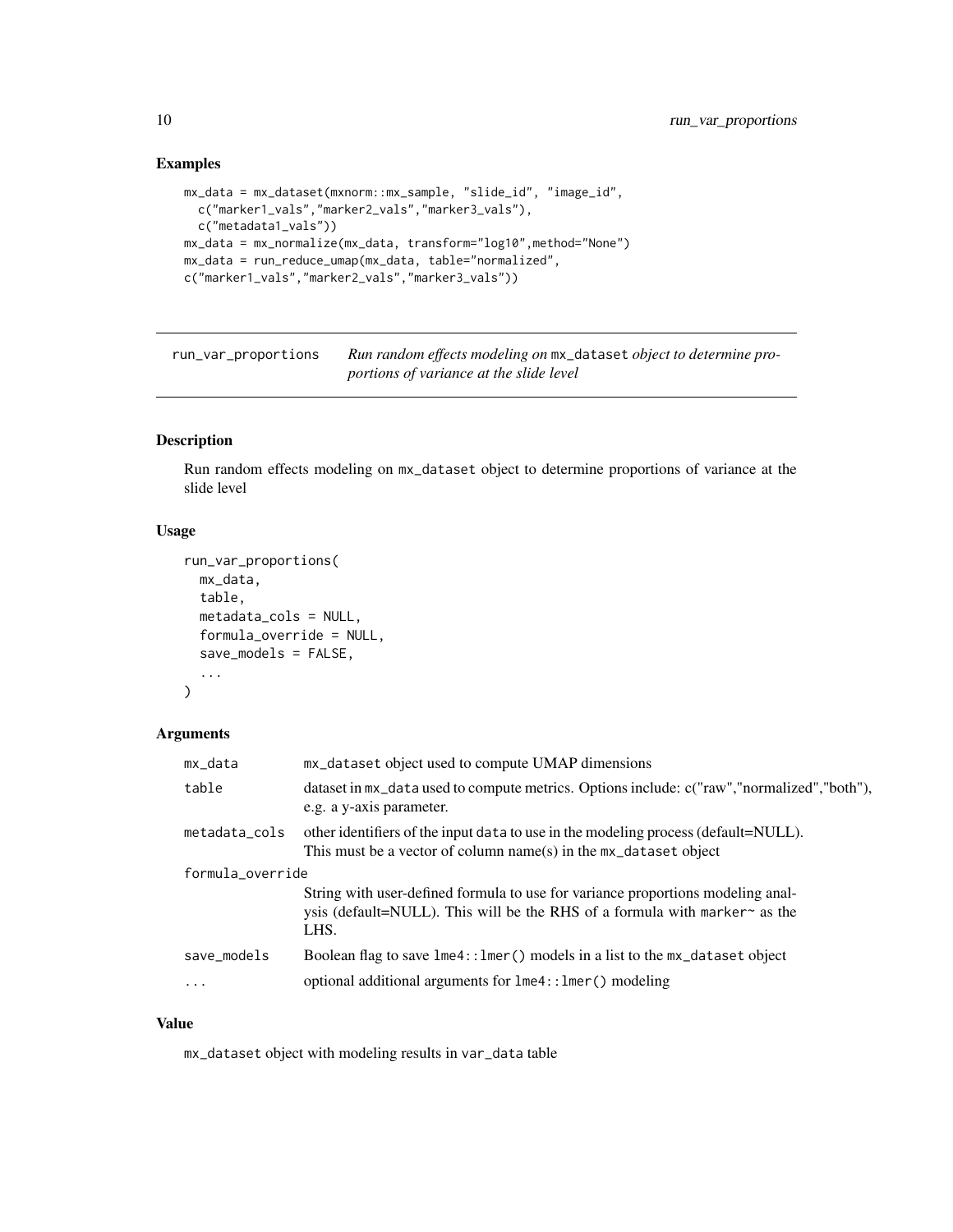## Examples

```
mx_data = mx_dataset(mxnorm::mx_sample, "slide_id", "image_id",
  c("marker1_vals","marker2_vals","marker3_vals"),
  c("metadata1_vals"))
mx_data = mx_normalize(mx_data, transform="log10",method="None")
mx_data = run_reduce_umap(mx_data, table="normalized",
c("marker1_vals","marker2_vals","marker3_vals"))
```

---

## run_var_proportions — *Run random effects modeling on* `mx_dataset` *object to determine proportions of variance at the slide level*

### Description

Run random effects modeling on `mx_dataset` object to determine proportions of variance at the slide level

### Usage

```
run_var_proportions(
  mx_data,
  table,
  metadata_cols = NULL,
  formula_override = NULL,
  save_models = FALSE,
  ...
)
```

### Arguments

| | |
|---|---|
| `mx_data` | `mx_dataset` object used to compute UMAP dimensions |
| `table` | dataset in `mx_data` used to compute metrics. Options include: c("raw","normalized","both"), e.g. a y-axis parameter. |
| `metadata_cols` | other identifiers of the input `data` to use in the modeling process (default=NULL). This must be a vector of column name(s) in the `mx_dataset` object |
| `formula_override` | String with user-defined formula to use for variance proportions modeling analysis (default=NULL). This will be the RHS of a formula with `marker~` as the LHS. |
| `save_models` | Boolean flag to save `lme4::lmer()` models in a list to the `mx_dataset` object |
| `...` | optional additional arguments for `lme4::lmer()` modeling |

### Value

`mx_dataset` object with modeling results in `var_data` table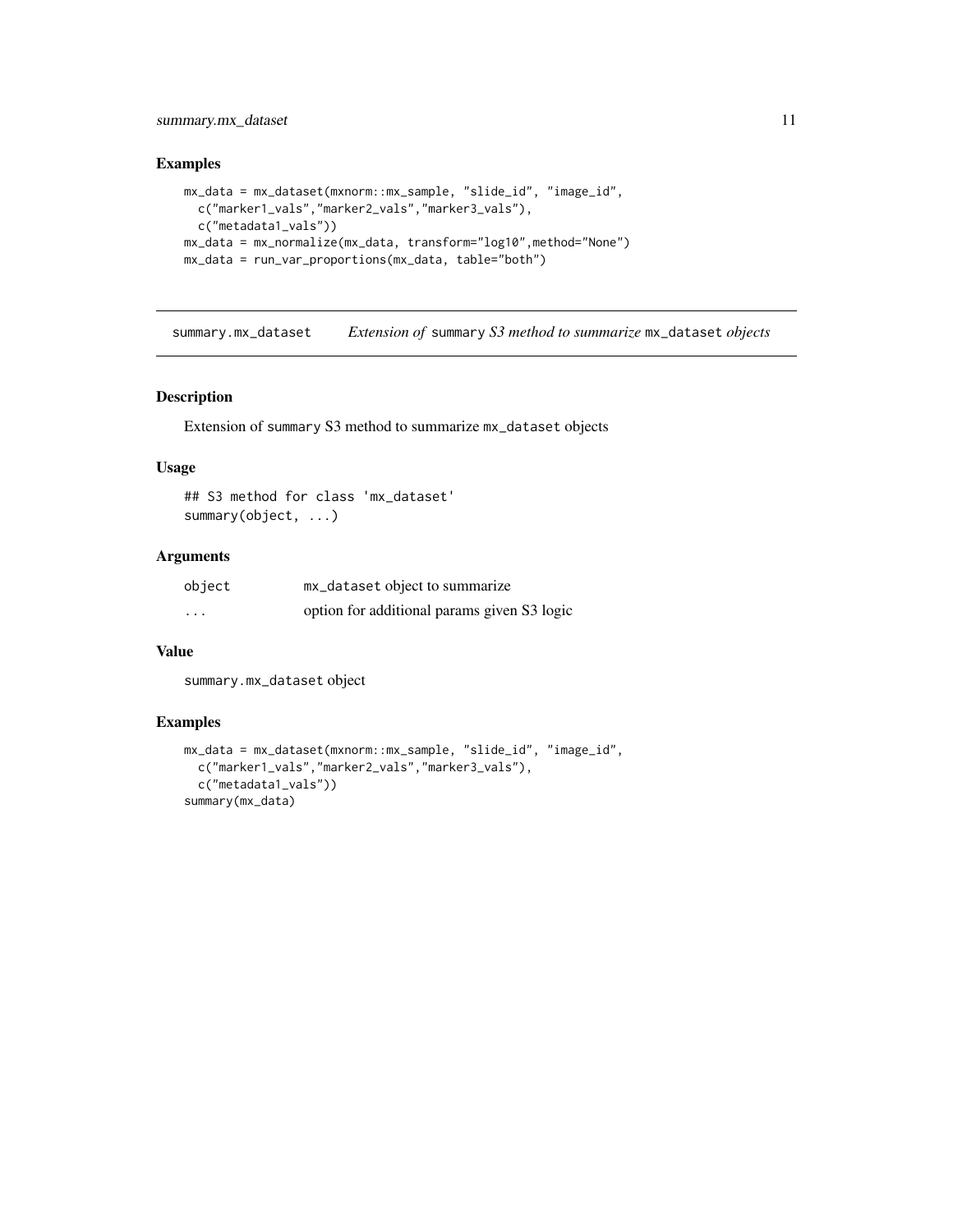### Examples

```
mx_data = mx_dataset(mxnorm::mx_sample, "slide_id", "image_id",
  c("marker1_vals","marker2_vals","marker3_vals"),
  c("metadata1_vals"))
mx_data = mx_normalize(mx_data, transform="log10",method="None")
mx_data = run_var_proportions(mx_data, table="both")
```

---

## summary.mx_dataset — *Extension of* `summary` *S3 method to summarize* `mx_dataset` *objects*

---

### Description

Extension of `summary` S3 method to summarize `mx_dataset` objects

### Usage

```
## S3 method for class 'mx_dataset'
summary(object, ...)
```

### Arguments

| | |
|---|---|
| `object` | `mx_dataset` object to summarize |
| `...` | option for additional params given S3 logic |

### Value

`summary.mx_dataset` object

### Examples

```
mx_data = mx_dataset(mxnorm::mx_sample, "slide_id", "image_id",
  c("marker1_vals","marker2_vals","marker3_vals"),
  c("metadata1_vals"))
summary(mx_data)
```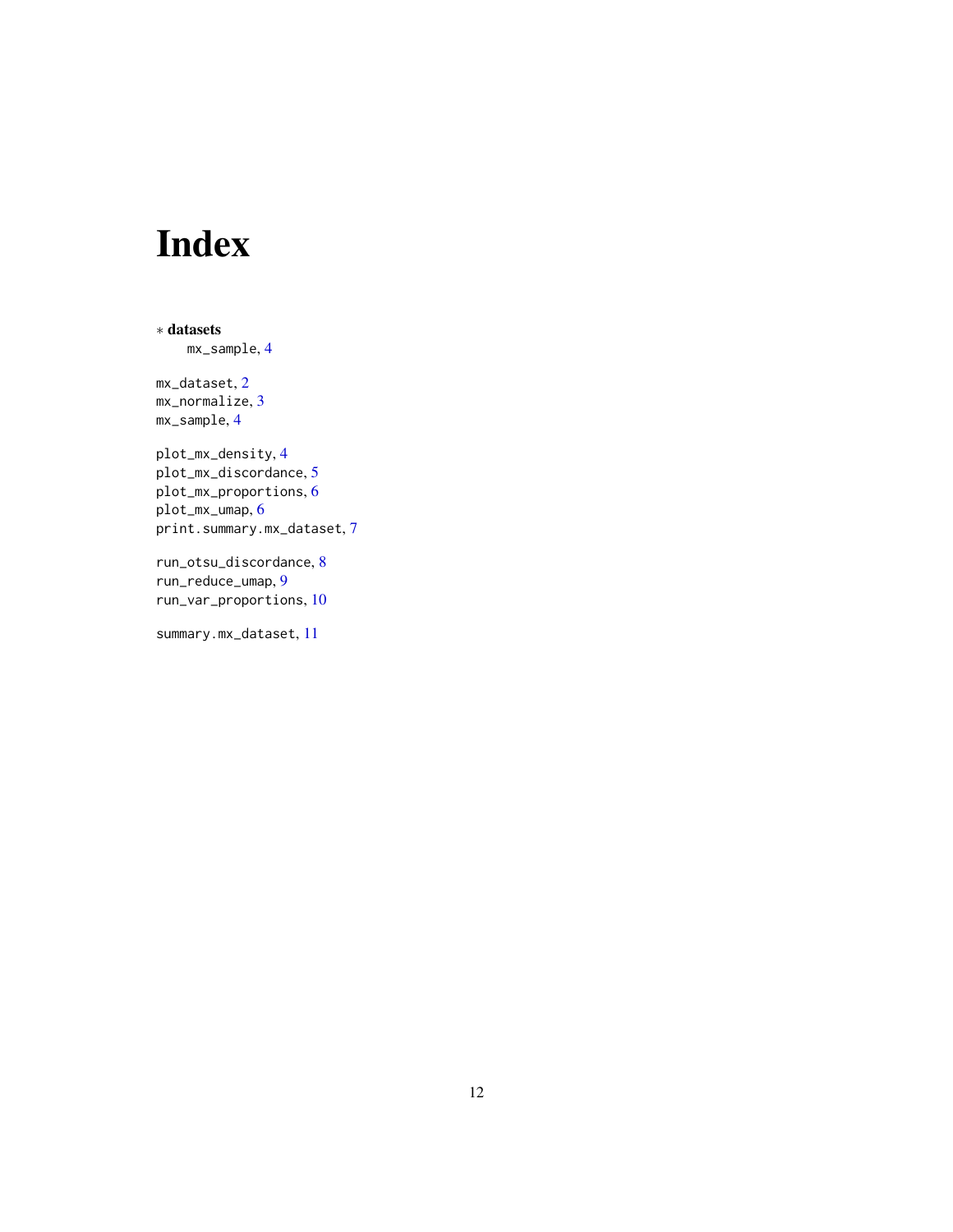# Index

∗ **datasets**

    mx_sample, 4

mx_dataset, 2
mx_normalize, 3
mx_sample, 4

plot_mx_density, 4
plot_mx_discordance, 5
plot_mx_proportions, 6
plot_mx_umap, 6
print.summary.mx_dataset, 7

run_otsu_discordance, 8
run_reduce_umap, 9
run_var_proportions, 10

summary.mx_dataset, 11